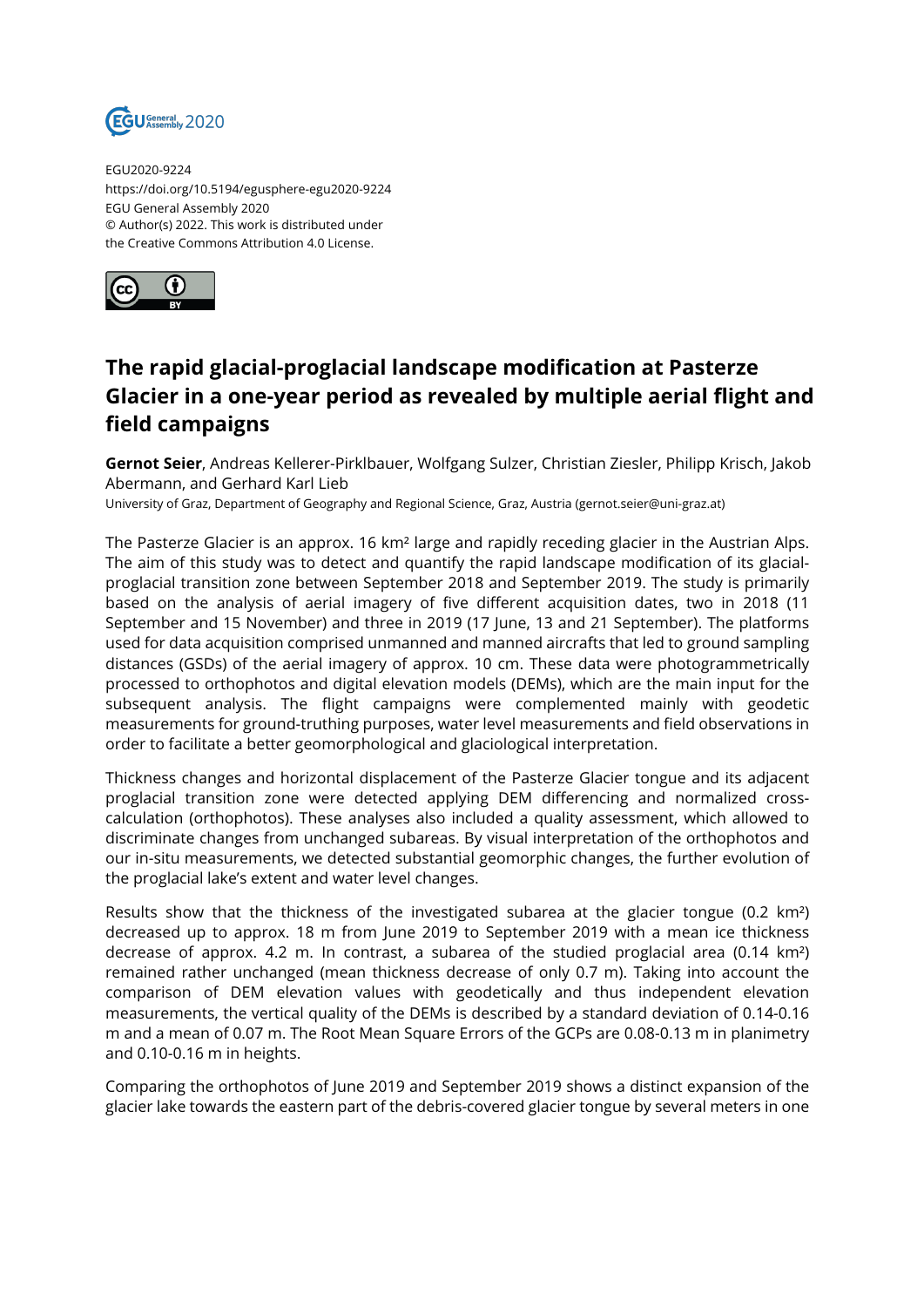EGU2020-9224
https://doi.org/10.5194/egusphere-egu2020-9224
EGU General Assembly 2020
© Author(s) 2022. This work is distributed under
the Creative Commons Attribution 4.0 License.

# The rapid glacial-proglacial landscape modification at Pasterze Glacier in a one-year period as revealed by multiple aerial flight and field campaigns

**Gernot Seier**, Andreas Kellerer-Pirklbauer, Wolfgang Sulzer, Christian Ziesler, Philipp Krisch, Jakob Abermann, and Gerhard Karl Lieb

University of Graz, Department of Geography and Regional Science, Graz, Austria (gernot.seier@uni-graz.at)

The Pasterze Glacier is an approx. 16 km² large and rapidly receding glacier in the Austrian Alps. The aim of this study was to detect and quantify the rapid landscape modification of its glacial-proglacial transition zone between September 2018 and September 2019. The study is primarily based on the analysis of aerial imagery of five different acquisition dates, two in 2018 (11 September and 15 November) and three in 2019 (17 June, 13 and 21 September). The platforms used for data acquisition comprised unmanned and manned aircrafts that led to ground sampling distances (GSDs) of the aerial imagery of approx. 10 cm. These data were photogrammetrically processed to orthophotos and digital elevation models (DEMs), which are the main input for the subsequent analysis. The flight campaigns were complemented mainly with geodetic measurements for ground-truthing purposes, water level measurements and field observations in order to facilitate a better geomorphological and glaciological interpretation.

Thickness changes and horizontal displacement of the Pasterze Glacier tongue and its adjacent proglacial transition zone were detected applying DEM differencing and normalized cross-calculation (orthophotos). These analyses also included a quality assessment, which allowed to discriminate changes from unchanged subareas. By visual interpretation of the orthophotos and our in-situ measurements, we detected substantial geomorphic changes, the further evolution of the proglacial lake's extent and water level changes.

Results show that the thickness of the investigated subarea at the glacier tongue (0.2 km²) decreased up to approx. 18 m from June 2019 to September 2019 with a mean ice thickness decrease of approx. 4.2 m. In contrast, a subarea of the studied proglacial area (0.14 km²) remained rather unchanged (mean thickness decrease of only 0.7 m). Taking into account the comparison of DEM elevation values with geodetically and thus independent elevation measurements, the vertical quality of the DEMs is described by a standard deviation of 0.14-0.16 m and a mean of 0.07 m. The Root Mean Square Errors of the GCPs are 0.08-0.13 m in planimetry and 0.10-0.16 m in heights.

Comparing the orthophotos of June 2019 and September 2019 shows a distinct expansion of the glacier lake towards the eastern part of the debris-covered glacier tongue by several meters in one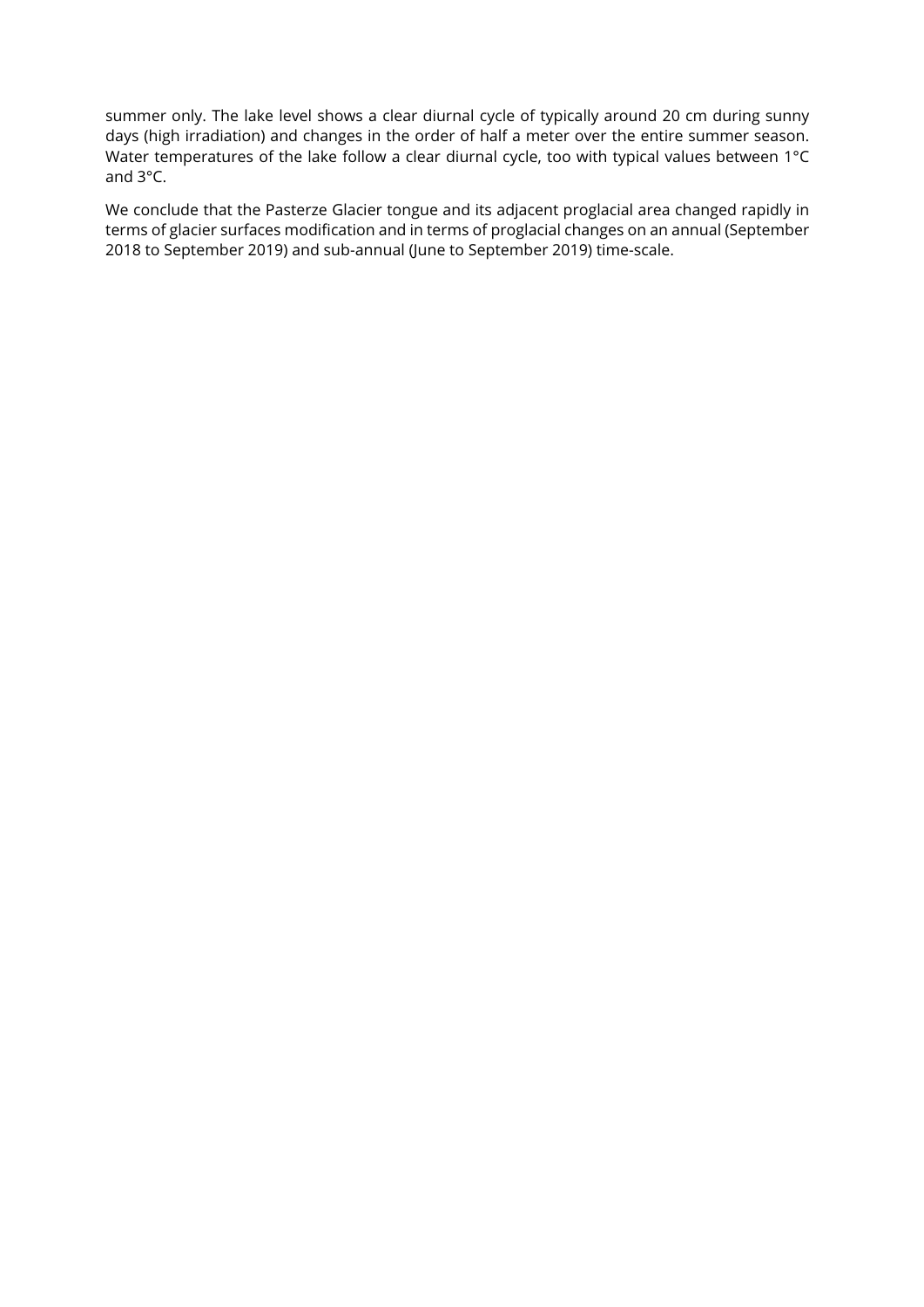summer only. The lake level shows a clear diurnal cycle of typically around 20 cm during sunny days (high irradiation) and changes in the order of half a meter over the entire summer season. Water temperatures of the lake follow a clear diurnal cycle, too with typical values between 1°C and 3°C.

We conclude that the Pasterze Glacier tongue and its adjacent proglacial area changed rapidly in terms of glacier surfaces modification and in terms of proglacial changes on an annual (September 2018 to September 2019) and sub-annual (June to September 2019) time-scale.